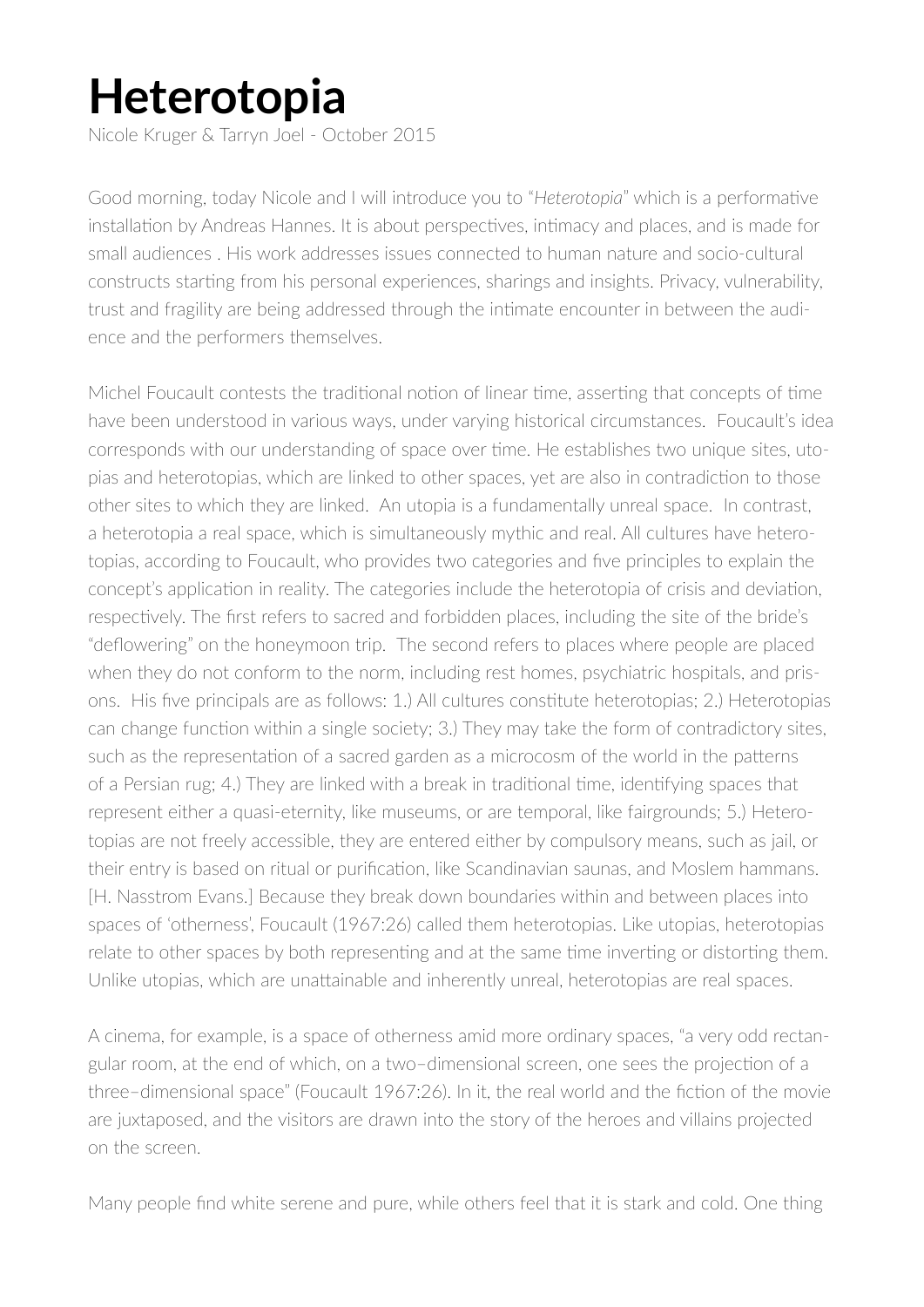# Heterotopia

Nicole Kruger & Tarryn Joel - October 2015

Good morning, today Nicole and I will introduce you to "*Heterotopia*" which is a performative installation by Andreas Hannes. It is about perspectives, intimacy and places, and is made for small audiences . His work addresses issues connected to human nature and socio-cultural constructs starting from his personal experiences, sharings and insights. Privacy, vulnerability, trust and fragility are being addressed through the intimate encounter in between the audience and the performers themselves.

Michel Foucault contests the traditional notion of linear time, asserting that concepts of time have been understood in various ways, under varying historical circumstances. Foucault's idea corresponds with our understanding of space over time. He establishes two unique sites, utopias and heterotopias, which are linked to other spaces, yet are also in contradiction to those other sites to which they are linked. An utopia is a fundamentally unreal space. In contrast, a heterotopia a real space, which is simultaneously mythic and real. All cultures have heterotopias, according to Foucault, who provides two categories and five principles to explain the concept's application in reality. The categories include the heterotopia of crisis and deviation, respectively. The first refers to sacred and forbidden places, including the site of the bride's "deflowering" on the honeymoon trip. The second refers to places where people are placed when they do not conform to the norm, including rest homes, psychiatric hospitals, and prisons. His five principals are as follows: 1.) All cultures constitute heterotopias; 2.) Heterotopias can change function within a single society; 3.) They may take the form of contradictory sites, such as the representation of a sacred garden as a microcosm of the world in the patterns of a Persian rug; 4.) They are linked with a break in traditional time, identifying spaces that represent either a quasi-eternity, like museums, or are temporal, like fairgrounds; 5.) Heterotopias are not freely accessible, they are entered either by compulsory means, such as jail, or their entry is based on ritual or purification, like Scandinavian saunas, and Moslem hammans. [H. Nasstrom Evans.] Because they break down boundaries within and between places into spaces of 'otherness', Foucault (1967:26) called them heterotopias. Like utopias, heterotopias relate to other spaces by both representing and at the same time inverting or distorting them. Unlike utopias, which are unattainable and inherently unreal, heterotopias are real spaces.

A cinema, for example, is a space of otherness amid more ordinary spaces, "a very odd rectangular room, at the end of which, on a two–dimensional screen, one sees the projection of a three–dimensional space" (Foucault 1967:26). In it, the real world and the fiction of the movie are juxtaposed, and the visitors are drawn into the story of the heroes and villains projected on the screen.

Many people find white serene and pure, while others feel that it is stark and cold. One thing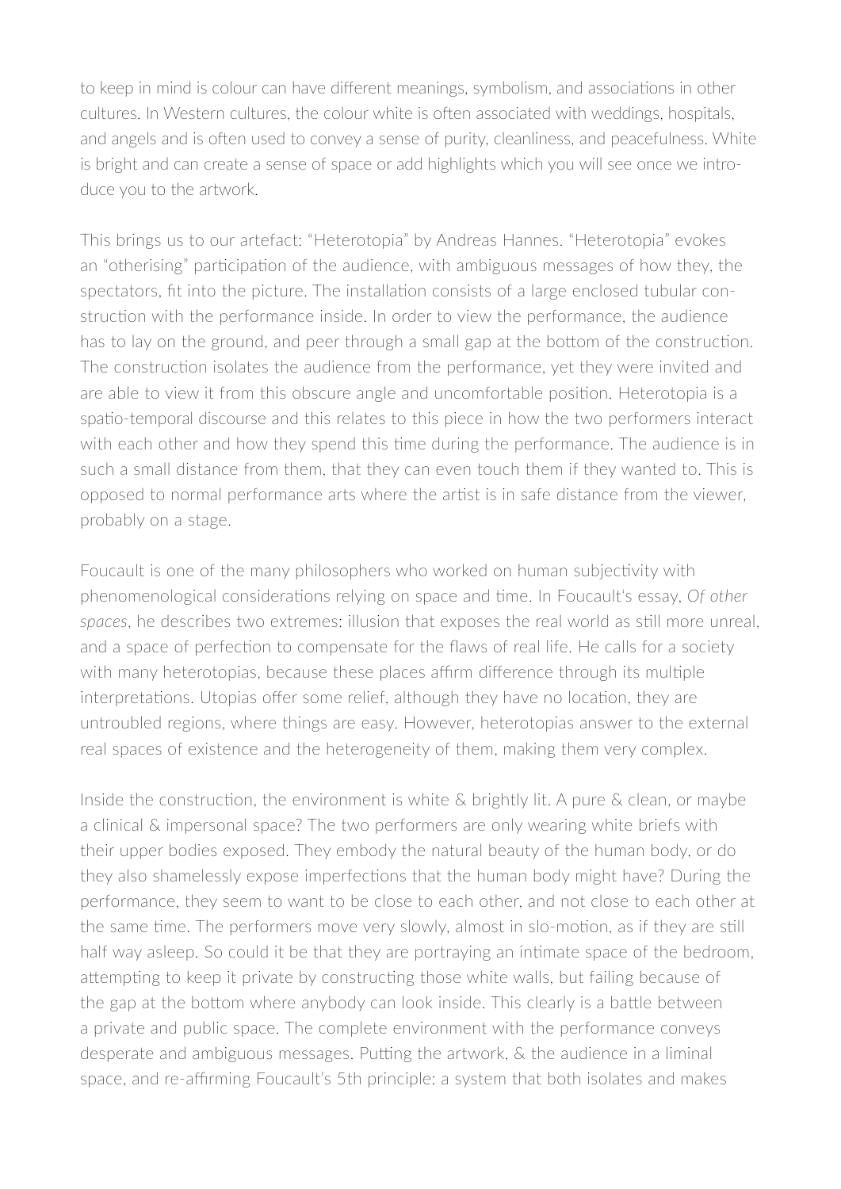to keep in mind is colour can have different meanings, symbolism, and associations in other cultures. In Western cultures, the colour white is often associated with weddings, hospitals, and angels and is often used to convey a sense of purity, cleanliness, and peacefulness. White is bright and can create a sense of space or add highlights which you will see once we introduce you to the artwork.

This brings us to our artefact: "Heterotopia" by Andreas Hannes. "Heterotopia" evokes an "otherising" participation of the audience, with ambiguous messages of how they, the spectators, fit into the picture. The installation consists of a large enclosed tubular construction with the performance inside. In order to view the performance, the audience has to lay on the ground, and peer through a small gap at the bottom of the construction. The construction isolates the audience from the performance, yet they were invited and are able to view it from this obscure angle and uncomfortable position. Heterotopia is a spatio-temporal discourse and this relates to this piece in how the two performers interact with each other and how they spend this time during the performance. The audience is in such a small distance from them, that they can even touch them if they wanted to. This is opposed to normal performance arts where the artist is in safe distance from the viewer, probably on a stage.

Foucault is one of the many philosophers who worked on human subjectivity with phenomenological considerations relying on space and time. In Foucault's essay, *Of other spaces*, he describes two extremes: illusion that exposes the real world as still more unreal, and a space of perfection to compensate for the flaws of real life. He calls for a society with many heterotopias, because these places affirm difference through its multiple interpretations. Utopias offer some relief, although they have no location, they are untroubled regions, where things are easy. However, heterotopias answer to the external real spaces of existence and the heterogeneity of them, making them very complex.

Inside the construction, the environment is white & brightly lit. A pure & clean, or maybe a clinical & impersonal space? The two performers are only wearing white briefs with their upper bodies exposed. They embody the natural beauty of the human body, or do they also shamelessly expose imperfections that the human body might have? During the performance, they seem to want to be close to each other, and not close to each other at the same time. The performers move very slowly, almost in slo-motion, as if they are still half way asleep. So could it be that they are portraying an intimate space of the bedroom, attempting to keep it private by constructing those white walls, but failing because of the gap at the bottom where anybody can look inside. This clearly is a battle between a private and public space. The complete environment with the performance conveys desperate and ambiguous messages. Putting the artwork, & the audience in a liminal space, and re-affirming Foucault's 5th principle: a system that both isolates and makes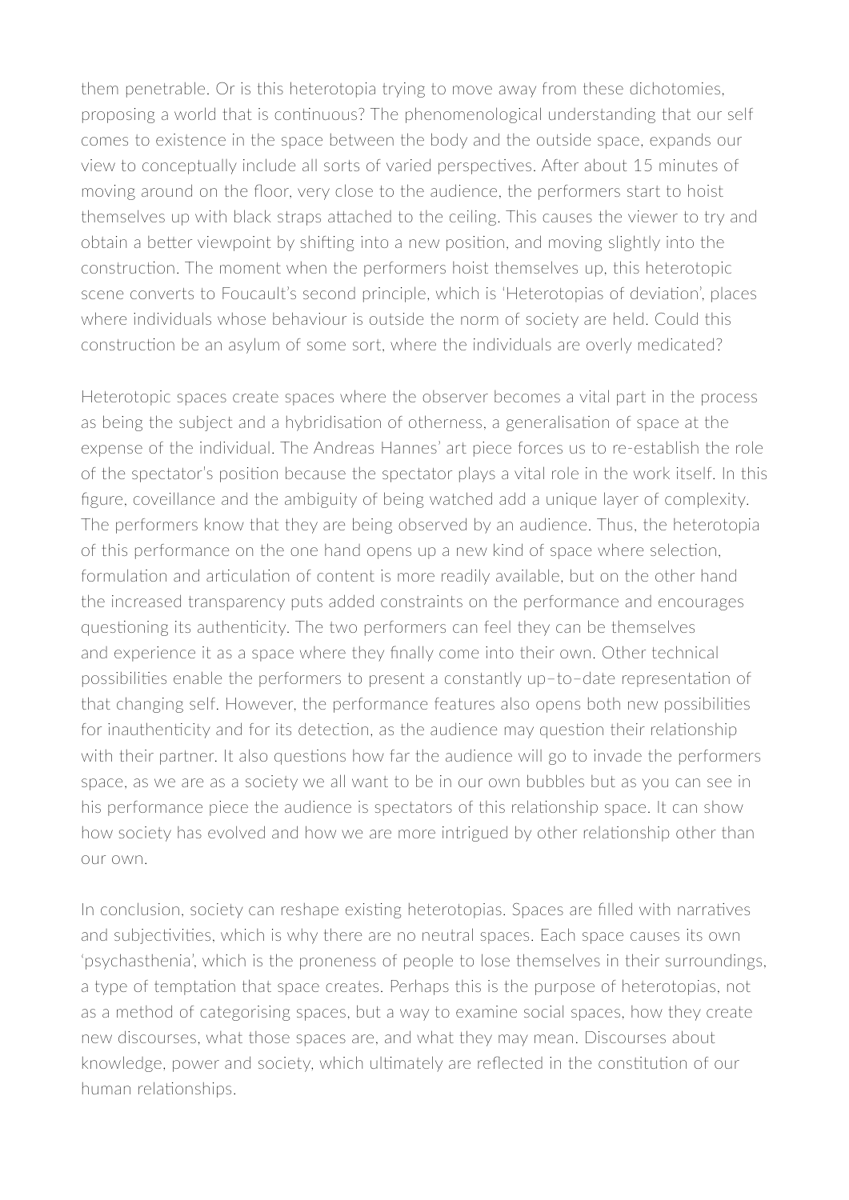them penetrable. Or is this heterotopia trying to move away from these dichotomies, proposing a world that is continuous? The phenomenological understanding that our self comes to existence in the space between the body and the outside space, expands our view to conceptually include all sorts of varied perspectives. After about 15 minutes of moving around on the floor, very close to the audience, the performers start to hoist themselves up with black straps attached to the ceiling. This causes the viewer to try and obtain a better viewpoint by shifting into a new position, and moving slightly into the construction. The moment when the performers hoist themselves up, this heterotopic scene converts to Foucault's second principle, which is 'Heterotopias of deviation', places where individuals whose behaviour is outside the norm of society are held. Could this construction be an asylum of some sort, where the individuals are overly medicated?

Heterotopic spaces create spaces where the observer becomes a vital part in the process as being the subject and a hybridisation of otherness, a generalisation of space at the expense of the individual. The Andreas Hannes' art piece forces us to re-establish the role of the spectator's position because the spectator plays a vital role in the work itself. In this figure, coveillance and the ambiguity of being watched add a unique layer of complexity. The performers know that they are being observed by an audience. Thus, the heterotopia of this performance on the one hand opens up a new kind of space where selection, formulation and articulation of content is more readily available, but on the other hand the increased transparency puts added constraints on the performance and encourages questioning its authenticity. The two performers can feel they can be themselves and experience it as a space where they finally come into their own. Other technical possibilities enable the performers to present a constantly up–to–date representation of that changing self. However, the performance features also opens both new possibilities for inauthenticity and for its detection, as the audience may question their relationship with their partner. It also questions how far the audience will go to invade the performers space, as we are as a society we all want to be in our own bubbles but as you can see in his performance piece the audience is spectators of this relationship space. It can show how society has evolved and how we are more intrigued by other relationship other than our own.

In conclusion, society can reshape existing heterotopias. Spaces are filled with narratives and subjectivities, which is why there are no neutral spaces. Each space causes its own 'psychasthenia', which is the proneness of people to lose themselves in their surroundings, a type of temptation that space creates. Perhaps this is the purpose of heterotopias, not as a method of categorising spaces, but a way to examine social spaces, how they create new discourses, what those spaces are, and what they may mean. Discourses about knowledge, power and society, which ultimately are reflected in the constitution of our human relationships.